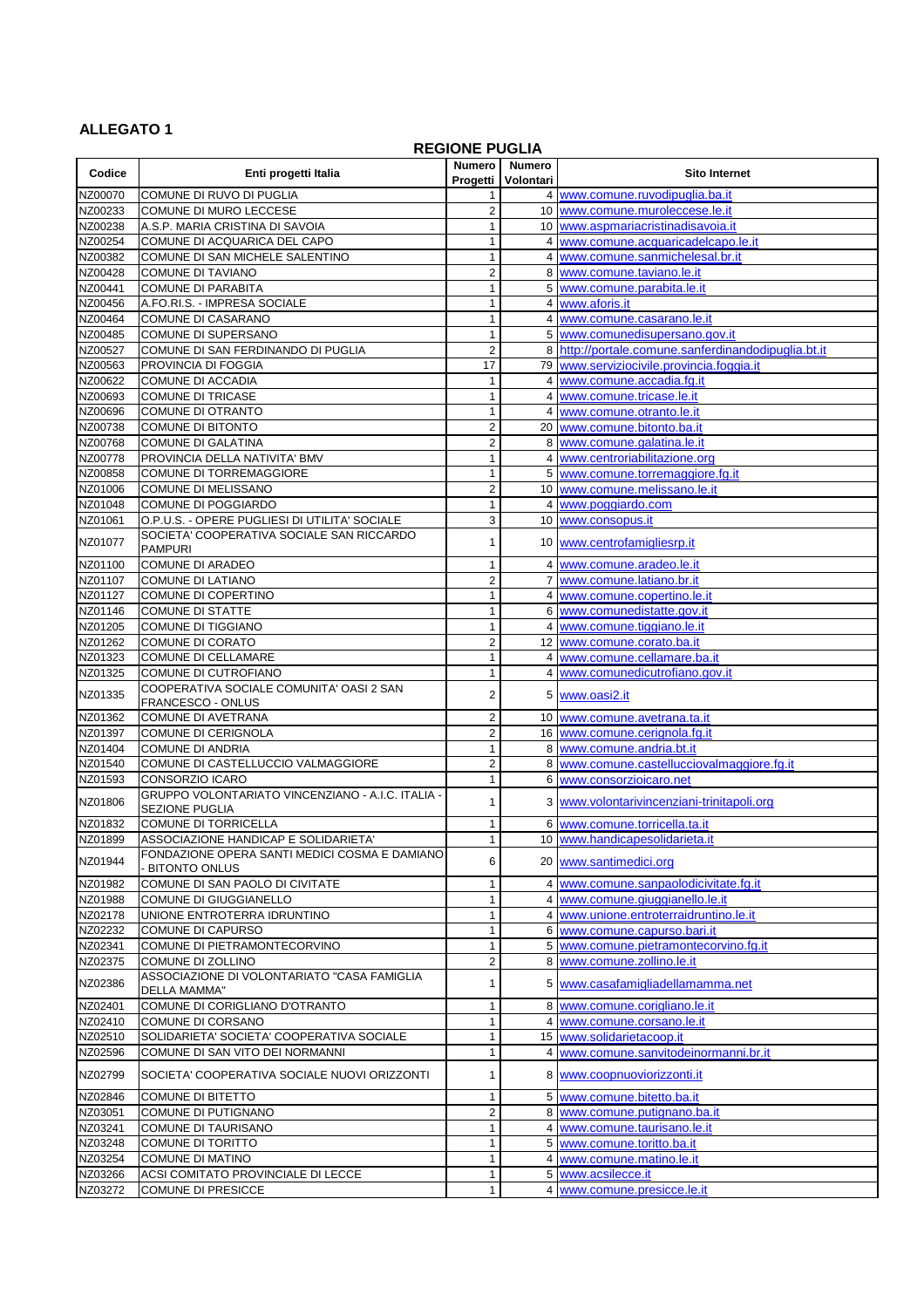**ALLEGATO 1**

**REGIONE PUGLIA**

| Codice | Enti progetti Italia | Numero Progetti | Numero Volontari | Sito Internet |
|---|---|---|---|---|
| NZ00070 | COMUNE DI RUVO DI PUGLIA | 1 | 4 | www.comune.ruvodipuglia.ba.it |
| NZ00233 | COMUNE DI MURO LECCESE | 2 | 10 | www.comune.muroleccese.le.it |
| NZ00238 | A.S.P. MARIA CRISTINA DI SAVOIA | 1 | 10 | www.aspmariacristinadisavoia.it |
| NZ00254 | COMUNE DI ACQUARICA DEL CAPO | 1 | 4 | www.comune.acquaricadelcapo.le.it |
| NZ00382 | COMUNE DI SAN MICHELE SALENTINO | 1 | 4 | www.comune.sanmichelesal.br.it |
| NZ00428 | COMUNE DI TAVIANO | 2 | 8 | www.comune.taviano.le.it |
| NZ00441 | COMUNE DI PARABITA | 1 | 5 | www.comune.parabita.le.it |
| NZ00456 | A.FO.RI.S. - IMPRESA SOCIALE | 1 | 4 | www.aforis.it |
| NZ00464 | COMUNE DI CASARANO | 1 | 4 | www.comune.casarano.le.it |
| NZ00485 | COMUNE DI SUPERSANO | 1 | 5 | www.comunedisupersano.gov.it |
| NZ00527 | COMUNE DI SAN FERDINANDO DI PUGLIA | 2 | 8 | http://portale.comune.sanferdinandodipuglia.bt.it |
| NZ00563 | PROVINCIA DI FOGGIA | 17 | 79 | www.serviziocivile.provincia.foggia.it |
| NZ00622 | COMUNE DI ACCADIA | 1 | 4 | www.comune.accadia.fg.it |
| NZ00693 | COMUNE DI TRICASE | 1 | 4 | www.comune.tricase.le.it |
| NZ00696 | COMUNE DI OTRANTO | 1 | 4 | www.comune.otranto.le.it |
| NZ00738 | COMUNE DI BITONTO | 2 | 20 | www.comune.bitonto.ba.it |
| NZ00768 | COMUNE DI GALATINA | 2 | 8 | www.comune.galatina.le.it |
| NZ00778 | PROVINCIA DELLA NATIVITA' BMV | 1 | 4 | www.centroriabilitazione.org |
| NZ00858 | COMUNE DI TORREMAGGIORE | 1 | 5 | www.comune.torremaggiore.fg.it |
| NZ01006 | COMUNE DI MELISSANO | 2 | 10 | www.comune.melissano.le.it |
| NZ01048 | COMUNE DI POGGIARDO | 1 | 4 | www.poggiardo.com |
| NZ01061 | O.P.U.S. - OPERE PUGLIESI DI UTILITA' SOCIALE | 3 | 10 | www.consopus.it |
| NZ01077 | SOCIETA' COOPERATIVA SOCIALE SAN RICCARDO PAMPURI | 1 | 10 | www.centrofamigliesrp.it |
| NZ01100 | COMUNE DI ARADEO | 1 | 4 | www.comune.aradeo.le.it |
| NZ01107 | COMUNE DI LATIANO | 2 | 7 | www.comune.latiano.br.it |
| NZ01127 | COMUNE DI COPERTINO | 1 | 4 | www.comune.copertino.le.it |
| NZ01146 | COMUNE DI STATTE | 1 | 6 | www.comunedistatte.gov.it |
| NZ01205 | COMUNE DI TIGGIANO | 1 | 4 | www.comune.tiggiano.le.it |
| NZ01262 | COMUNE DI CORATO | 2 | 12 | www.comune.corato.ba.it |
| NZ01323 | COMUNE DI CELLAMARE | 1 | 4 | www.comune.cellamare.ba.it |
| NZ01325 | COMUNE DI CUTROFIANO | 1 | 4 | www.comunedicutrofiano.gov.it |
| NZ01335 | COOPERATIVA SOCIALE COMUNITA' OASI 2 SAN FRANCESCO - ONLUS | 2 | 5 | www.oasi2.it |
| NZ01362 | COMUNE DI AVETRANA | 2 | 10 | www.comune.avetrana.ta.it |
| NZ01397 | COMUNE DI CERIGNOLA | 2 | 16 | www.comune.cerignola.fg.it |
| NZ01404 | COMUNE DI ANDRIA | 1 | 8 | www.comune.andria.bt.it |
| NZ01540 | COMUNE DI CASTELLUCCIO VALMAGGIORE | 2 | 8 | www.comune.castellucciovalmaggiore.fg.it |
| NZ01593 | CONSORZIO ICARO | 1 | 6 | www.consorzioicaro.net |
| NZ01806 | GRUPPO VOLONTARIATO VINCENZIANO - A.I.C. ITALIA - SEZIONE PUGLIA | 1 | 3 | www.volontarivincenziani-trinitapoli.org |
| NZ01832 | COMUNE DI TORRICELLA | 1 | 6 | www.comune.torricella.ta.it |
| NZ01899 | ASSOCIAZIONE HANDICAP E SOLIDARIETA' | 1 | 10 | www.handicapesolidarieta.it |
| NZ01944 | FONDAZIONE OPERA SANTI MEDICI COSMA E DAMIANO - BITONTO ONLUS | 6 | 20 | www.santimedici.org |
| NZ01982 | COMUNE DI SAN PAOLO DI CIVITATE | 1 | 4 | www.comune.sanpaolodicivitate.fg.it |
| NZ01988 | COMUNE DI GIUGGIANELLO | 1 | 4 | www.comune.giuggianello.le.it |
| NZ02178 | UNIONE ENTROTERRA IDRUNTINO | 1 | 4 | www.unione.entroterraidruntino.le.it |
| NZ02232 | COMUNE DI CAPURSO | 1 | 6 | www.comune.capurso.bari.it |
| NZ02341 | COMUNE DI PIETRAMONTECORVINO | 1 | 5 | www.comune.pietramontecorvino.fg.it |
| NZ02375 | COMUNE DI ZOLLINO | 2 | 8 | www.comune.zollino.le.it |
| NZ02386 | ASSOCIAZIONE DI VOLONTARIATO "CASA FAMIGLIA DELLA MAMMA" | 1 | 5 | www.casafamigliadellamamma.net |
| NZ02401 | COMUNE DI CORIGLIANO D'OTRANTO | 1 | 8 | www.comune.corigliano.le.it |
| NZ02410 | COMUNE DI CORSANO | 1 | 4 | www.comune.corsano.le.it |
| NZ02510 | SOLIDARIETA' SOCIETA' COOPERATIVA SOCIALE | 1 | 15 | www.solidarietacoop.it |
| NZ02596 | COMUNE DI SAN VITO DEI NORMANNI | 1 | 4 | www.comune.sanvitodeinormanni.br.it |
| NZ02799 | SOCIETA' COOPERATIVA SOCIALE NUOVI ORIZZONTI | 1 | 8 | www.coopnuoviorizzonti.it |
| NZ02846 | COMUNE DI BITETTO | 1 | 5 | www.comune.bitetto.ba.it |
| NZ03051 | COMUNE DI PUTIGNANO | 2 | 8 | www.comune.putignano.ba.it |
| NZ03241 | COMUNE DI TAURISANO | 1 | 4 | www.comune.taurisano.le.it |
| NZ03248 | COMUNE DI TORITTO | 1 | 5 | www.comune.toritto.ba.it |
| NZ03254 | COMUNE DI MATINO | 1 | 4 | www.comune.matino.le.it |
| NZ03266 | ACSI COMITATO PROVINCIALE DI LECCE | 1 | 5 | www.acsilecce.it |
| NZ03272 | COMUNE DI PRESICCE | 1 | 4 | www.comune.presicce.le.it |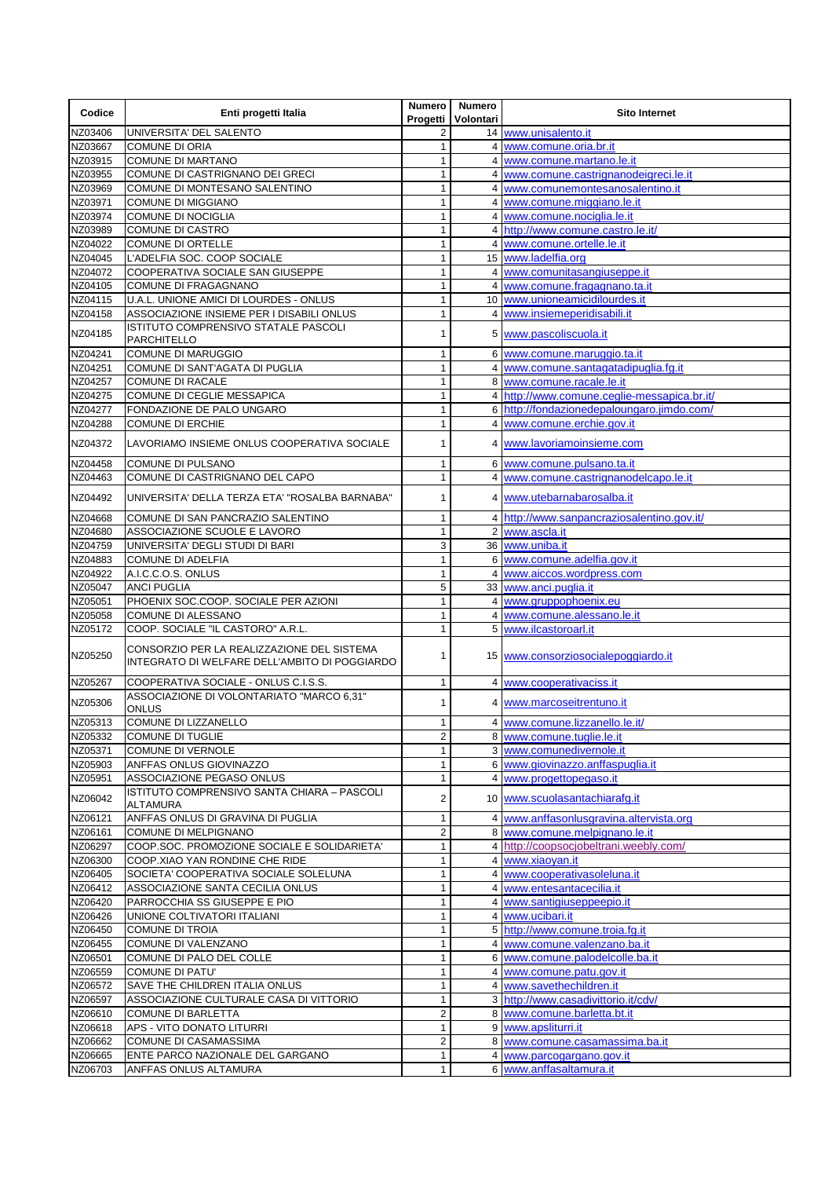| Codice | Enti progetti Italia | Numero Progetti | Numero Volontari | Sito Internet |
|---|---|---|---|---|
| NZ03406 | UNIVERSITA' DEL SALENTO | 2 | 14 | www.unisalento.it |
| NZ03667 | COMUNE DI ORIA | 1 | 4 | www.comune.oria.br.it |
| NZ03915 | COMUNE DI MARTANO | 1 | 4 | www.comune.martano.le.it |
| NZ03955 | COMUNE DI CASTRIGNANO DEI GRECI | 1 | 4 | www.comune.castrignanodeigreci.le.it |
| NZ03969 | COMUNE DI MONTESANO SALENTINO | 1 | 4 | www.comunemontesanosalentino.it |
| NZ03971 | COMUNE DI MIGGIANO | 1 | 4 | www.comune.miggiano.le.it |
| NZ03974 | COMUNE DI NOCIGLIA | 1 | 4 | www.comune.nociglia.le.it |
| NZ03989 | COMUNE DI CASTRO | 1 | 4 | http://www.comune.castro.le.it/ |
| NZ04022 | COMUNE DI ORTELLE | 1 | 4 | www.comune.ortelle.le.it |
| NZ04045 | L'ADELFIA SOC. COOP SOCIALE | 1 | 15 | www.ladelfia.org |
| NZ04072 | COOPERATIVA SOCIALE SAN GIUSEPPE | 1 | 4 | www.comunitasangiuseppe.it |
| NZ04105 | COMUNE DI FRAGAGNANO | 1 | 4 | www.comune.fragagnano.ta.it |
| NZ04115 | U.A.L. UNIONE AMICI DI LOURDES - ONLUS | 1 | 10 | www.unioneamicidilourdes.it |
| NZ04158 | ASSOCIAZIONE INSIEME PER I DISABILI ONLUS | 1 | 4 | www.insiemeperidisabili.it |
| NZ04185 | ISTITUTO COMPRENSIVO STATALE PASCOLI PARCHITELLO | 1 | 5 | www.pascoliscuola.it |
| NZ04241 | COMUNE DI MARUGGIO | 1 | 6 | www.comune.maruggio.ta.it |
| NZ04251 | COMUNE DI SANT'AGATA DI PUGLIA | 1 | 4 | www.comune.santagatadipuglia.fg.it |
| NZ04257 | COMUNE DI RACALE | 1 | 8 | www.comune.racale.le.it |
| NZ04275 | COMUNE DI CEGLIE MESSAPICA | 1 | 4 | http://www.comune.ceglie-messapica.br.it/ |
| NZ04277 | FONDAZIONE DE PALO UNGARO | 1 | 6 | http://fondazionedepaloungaro.jimdo.com/ |
| NZ04288 | COMUNE DI ERCHIE | 1 | 4 | www.comune.erchie.gov.it |
| NZ04372 | LAVORIAMO INSIEME ONLUS COOPERATIVA SOCIALE | 1 | 4 | www.lavoriamoinsieme.com |
| NZ04458 | COMUNE DI PULSANO | 1 | 6 | www.comune.pulsano.ta.it |
| NZ04463 | COMUNE DI CASTRIGNANO DEL CAPO | 1 | 4 | www.comune.castrignanodelcapo.le.it |
| NZ04492 | UNIVERSITA' DELLA TERZA ETA' "ROSALBA BARNABA" | 1 | 4 | www.utebarnabarosalba.it |
| NZ04668 | COMUNE DI SAN PANCRAZIO SALENTINO | 1 | 4 | http://www.sanpancraziosalentino.gov.it/ |
| NZ04680 | ASSOCIAZIONE SCUOLE E LAVORO | 1 | 2 | www.ascla.it |
| NZ04759 | UNIVERSITA' DEGLI STUDI DI BARI | 3 | 36 | www.uniba.it |
| NZ04883 | COMUNE DI ADELFIA | 1 | 6 | www.comune.adelfia.gov.it |
| NZ04922 | A.I.C.C.O.S. ONLUS | 1 | 4 | www.aiccos.wordpress.com |
| NZ05047 | ANCI PUGLIA | 5 | 33 | www.anci.puglia.it |
| NZ05051 | PHOENIX SOC.COOP. SOCIALE PER AZIONI | 1 | 4 | www.gruppophoenix.eu |
| NZ05058 | COMUNE DI ALESSANO | 1 | 4 | www.comune.alessano.le.it |
| NZ05172 | COOP. SOCIALE "IL CASTORO" A.R.L. | 1 | 5 | www.ilcastoroarl.it |
| NZ05250 | CONSORZIO PER LA REALIZZAZIONE DEL SISTEMA INTEGRATO DI WELFARE DELL'AMBITO DI POGGIARDO | 1 | 15 | www.consorziosocialepoggiardo.it |
| NZ05267 | COOPERATIVA SOCIALE - ONLUS C.I.S.S. | 1 | 4 | www.cooperativaciss.it |
| NZ05306 | ASSOCIAZIONE DI VOLONTARIATO "MARCO 6,31" ONLUS | 1 | 4 | www.marcoseitrentuno.it |
| NZ05313 | COMUNE DI LIZZANELLO | 1 | 4 | www.comune.lizzanello.le.it/ |
| NZ05332 | COMUNE DI TUGLIE | 2 | 8 | www.comune.tuglie.le.it |
| NZ05371 | COMUNE DI VERNOLE | 1 | 3 | www.comunedivernole.it |
| NZ05903 | ANFFAS ONLUS GIOVINAZZO | 1 | 6 | www.giovinazzo.anffaspuglia.it |
| NZ05951 | ASSOCIAZIONE PEGASO ONLUS | 1 | 4 | www.progettopegaso.it |
| NZ06042 | ISTITUTO COMPRENSIVO SANTA CHIARA – PASCOLI ALTAMURA | 2 | 10 | www.scuolasantachiarafg.it |
| NZ06121 | ANFFAS ONLUS DI GRAVINA DI PUGLIA | 1 | 4 | www.anffasonlusgravina.altervista.org |
| NZ06161 | COMUNE DI MELPIGNANO | 2 | 8 | www.comune.melpignano.le.it |
| NZ06297 | COOP.SOC. PROMOZIONE SOCIALE E SOLIDARIETA' | 1 | 4 | http://coopsocjobeltrani.weebly.com/ |
| NZ06300 | COOP.XIAO YAN RONDINE CHE RIDE | 1 | 4 | www.xiaoyan.it |
| NZ06405 | SOCIETA' COOPERATIVA SOCIALE SOLELUNA | 1 | 4 | www.cooperativasoleluna.it |
| NZ06412 | ASSOCIAZIONE SANTA CECILIA ONLUS | 1 | 4 | www.entesantacecilia.it |
| NZ06420 | PARROCCHIA SS GIUSEPPE E PIO | 1 | 4 | www.santigiuseppeepio.it |
| NZ06426 | UNIONE COLTIVATORI ITALIANI | 1 | 4 | www.ucibari.it |
| NZ06450 | COMUNE DI TROIA | 1 | 5 | http://www.comune.troia.fg.it |
| NZ06455 | COMUNE DI VALENZANO | 1 | 4 | www.comune.valenzano.ba.it |
| NZ06501 | COMUNE DI PALO DEL COLLE | 1 | 6 | www.comune.palodelcolle.ba.it |
| NZ06559 | COMUNE DI PATU' | 1 | 4 | www.comune.patu.gov.it |
| NZ06572 | SAVE THE CHILDREN ITALIA ONLUS | 1 | 4 | www.savethechildren.it |
| NZ06597 | ASSOCIAZIONE CULTURALE CASA DI VITTORIO | 1 | 3 | http://www.casadivittorio.it/cdv/ |
| NZ06610 | COMUNE DI BARLETTA | 2 | 8 | www.comune.barletta.bt.it |
| NZ06618 | APS - VITO DONATO LITURRI | 1 | 9 | www.apsliturri.it |
| NZ06662 | COMUNE DI CASAMASSIMA | 2 | 8 | www.comune.casamassima.ba.it |
| NZ06665 | ENTE PARCO NAZIONALE DEL GARGANO | 1 | 4 | www.parcogargano.gov.it |
| NZ06703 | ANFFAS ONLUS ALTAMURA | 1 | 6 | www.anffasaltamura.it |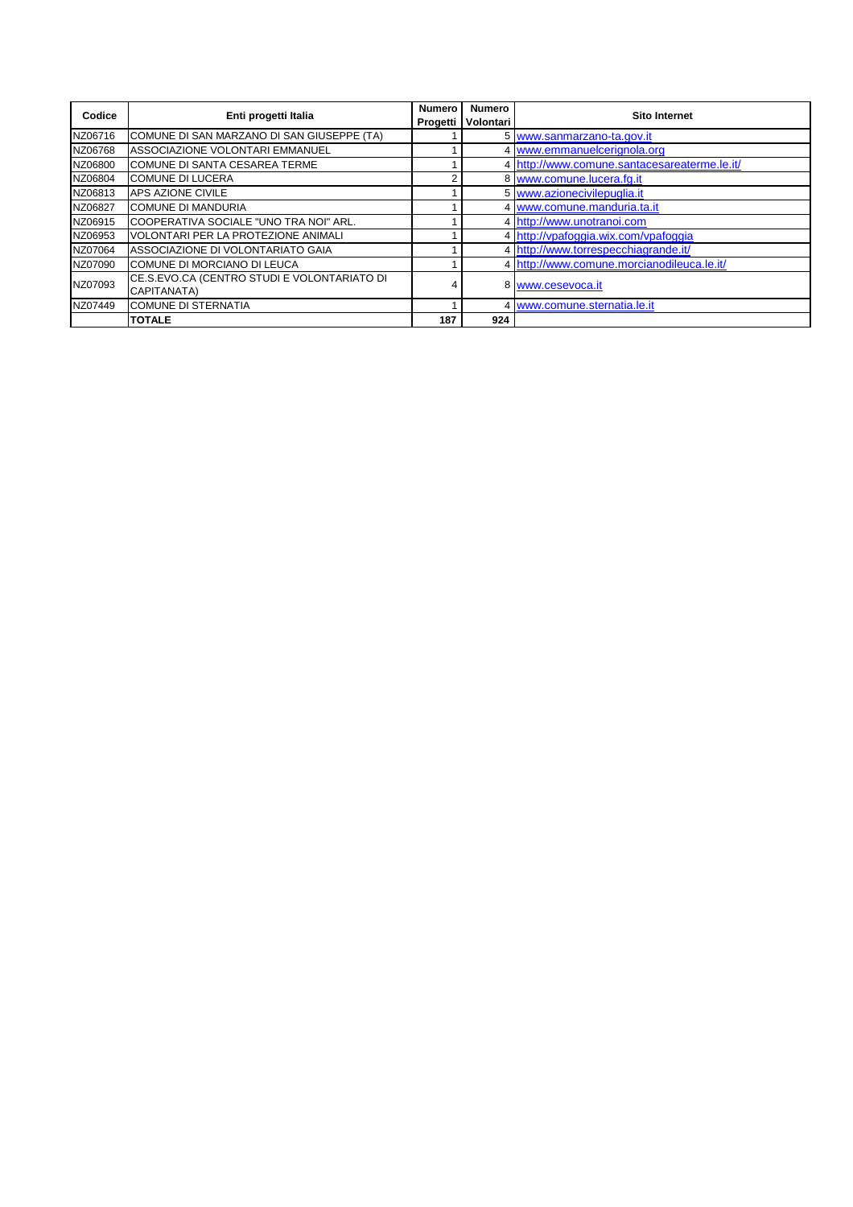| Codice | Enti progetti Italia | Numero Progetti | Numero Volontari | Sito Internet |
|---|---|---|---|---|
| NZ06716 | COMUNE DI SAN MARZANO DI SAN GIUSEPPE (TA) | 1 | 5 | www.sanmarzano-ta.gov.it |
| NZ06768 | ASSOCIAZIONE VOLONTARI EMMANUEL | 1 | 4 | www.emmanuelcerignola.org |
| NZ06800 | COMUNE DI SANTA CESAREA TERME | 1 | 4 | http://www.comune.santacesareaterme.le.it/ |
| NZ06804 | COMUNE DI LUCERA | 2 | 8 | www.comune.lucera.fg.it |
| NZ06813 | APS AZIONE CIVILE | 1 | 5 | www.azionecivilepuglia.it |
| NZ06827 | COMUNE DI MANDURIA | 1 | 4 | www.comune.manduria.ta.it |
| NZ06915 | COOPERATIVA SOCIALE "UNO TRA NOI" ARL. | 1 | 4 | http://www.unotranoi.com |
| NZ06953 | VOLONTARI PER LA PROTEZIONE ANIMALI | 1 | 4 | http://vpafoggia.wix.com/vpafoggia |
| NZ07064 | ASSOCIAZIONE DI VOLONTARIATO GAIA | 1 | 4 | http://www.torrespecchiagrande.it/ |
| NZ07090 | COMUNE DI MORCIANO DI LEUCA | 1 | 4 | http://www.comune.morcianodileuca.le.it/ |
| NZ07093 | CE.S.EVO.CA (CENTRO STUDI E VOLONTARIATO DI CAPITANATA) | 4 | 8 | www.cesevoca.it |
| NZ07449 | COMUNE DI STERNATIA | 1 | 4 | www.comune.sternatia.le.it |
| | **TOTALE** | **187** | **924** | |